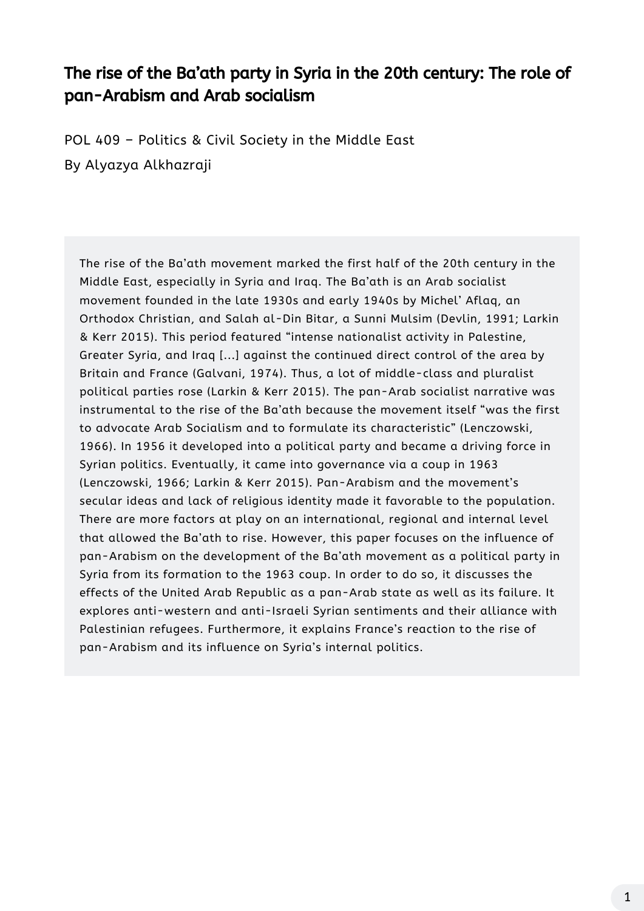# The rise of the Ba'ath party in Syria in the 20th century: The role of pan-Arabism and Arab socialism

POL 409 – Politics & Civil Society in the Middle East

By Alyazya Alkhazraji

The rise of the Ba'ath movement marked the first half of the 20th century in the Middle East, especially in Syria and Iraq. The Ba'ath is an Arab socialist movement founded in the late 1930s and early 1940s by Michel' Aflaq, an Orthodox Christian, and Salah al-Din Bitar, a Sunni Mulsim (Devlin, 1991; Larkin & Kerr 2015). This period featured "intense nationalist activity in Palestine, Greater Syria, and Iraq [...] against the continued direct control of the area by Britain and France (Galvani, 1974). Thus, a lot of middle-class and pluralist political parties rose (Larkin & Kerr 2015). The pan-Arab socialist narrative was instrumental to the rise of the Ba'ath because the movement itself "was the first to advocate Arab Socialism and to formulate its characteristic" (Lenczowski, 1966). In 1956 it developed into a political party and became a driving force in Syrian politics. Eventually, it came into governance via a coup in 1963 (Lenczowski, 1966; Larkin & Kerr 2015). Pan-Arabism and the movement's secular ideas and lack of religious identity made it favorable to the population. There are more factors at play on an international, regional and internal level that allowed the Ba'ath to rise. However, this paper focuses on the influence of pan-Arabism on the development of the Ba'ath movement as a political party in Syria from its formation to the 1963 coup. In order to do so, it discusses the effects of the United Arab Republic as a pan-Arab state as well as its failure. It explores anti-western and anti-Israeli Syrian sentiments and their alliance with Palestinian refugees. Furthermore, it explains France's reaction to the rise of pan-Arabism and its influence on Syria's internal politics.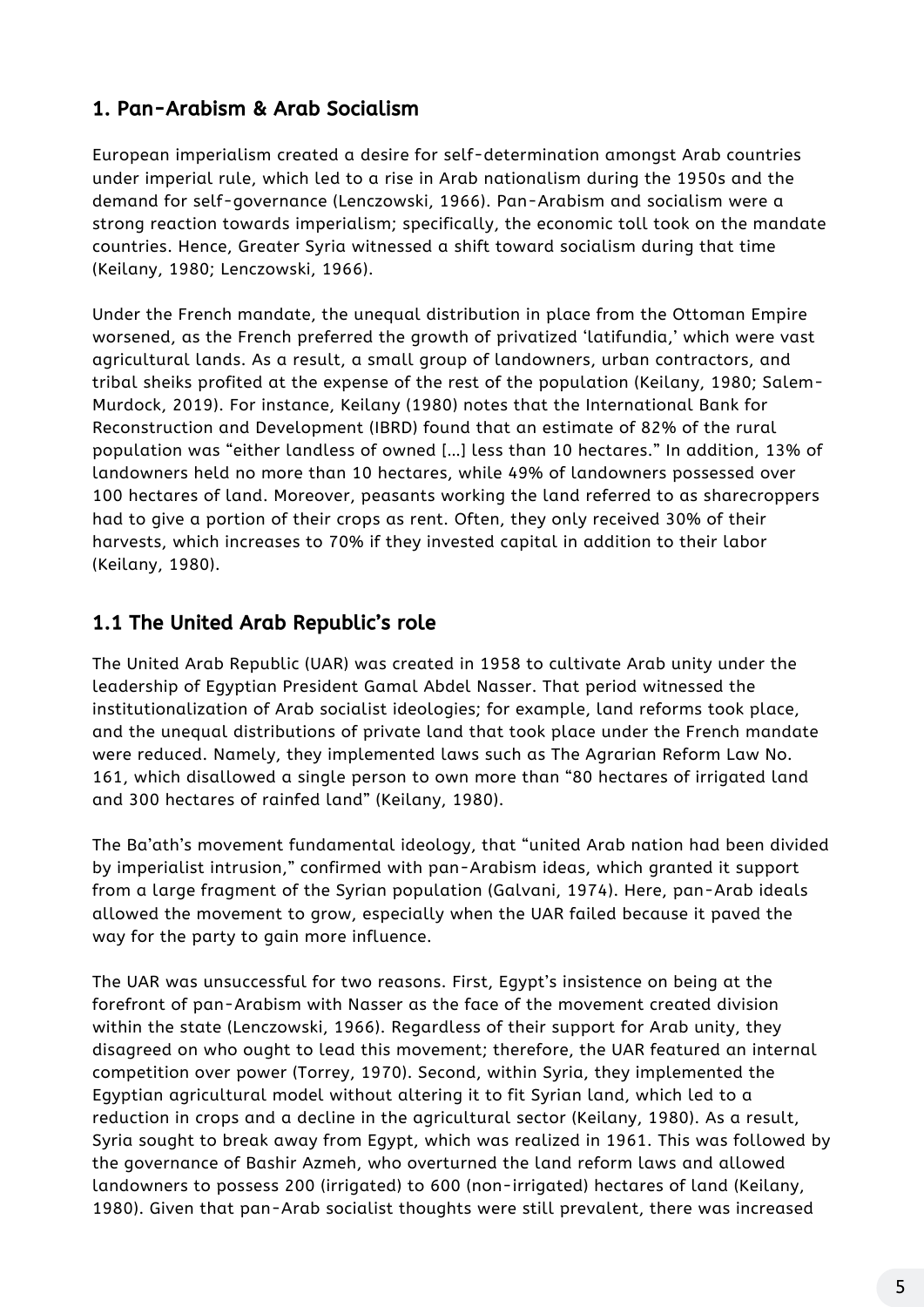## 1. Pan-Arabism & Arab Socialism

European imperialism created a desire for self-determination amongst Arab countries under imperial rule, which led to a rise in Arab nationalism during the 1950s and the demand for self-governance (Lenczowski, 1966). Pan-Arabism and socialism were a strong reaction towards imperialism; specifically, the economic toll took on the mandate countries. Hence, Greater Syria witnessed a shift toward socialism during that time (Keilany, 1980; Lenczowski, 1966).

Under the French mandate, the unequal distribution in place from the Ottoman Empire worsened, as the French preferred the growth of privatized 'latifundia,' which were vast agricultural lands. As a result, a small group of landowners, urban contractors, and tribal sheiks profited at the expense of the rest of the population (Keilany, 1980; Salem-Murdock, 2019). For instance, Keilany (1980) notes that the International Bank for Reconstruction and Development (IBRD) found that an estimate of 82% of the rural population was "either landless of owned [...] less than 10 hectares." In addition, 13% of landowners held no more than 10 hectares, while 49% of landowners possessed over 100 hectares of land. Moreover, peasants working the land referred to as sharecroppers had to give a portion of their crops as rent. Often, they only received 30% of their harvests, which increases to 70% if they invested capital in addition to their labor (Keilany, 1980).

### 1.1 The United Arab Republic's role

The United Arab Republic (UAR) was created in 1958 to cultivate Arab unity under the leadership of Egyptian President Gamal Abdel Nasser. That period witnessed the institutionalization of Arab socialist ideologies; for example, land reforms took place, and the unequal distributions of private land that took place under the French mandate were reduced. Namely, they implemented laws such as The Agrarian Reform Law No. 161, which disallowed a single person to own more than "80 hectares of irrigated land and 300 hectares of rainfed land" (Keilany, 1980).

The Ba'ath's movement fundamental ideology, that "united Arab nation had been divided by imperialist intrusion," confirmed with pan-Arabism ideas, which granted it support from a large fragment of the Syrian population (Galvani, 1974). Here, pan-Arab ideals allowed the movement to grow, especially when the UAR failed because it paved the way for the party to gain more influence.

The UAR was unsuccessful for two reasons. First, Egypt's insistence on being at the forefront of pan-Arabism with Nasser as the face of the movement created division within the state (Lenczowski, 1966). Regardless of their support for Arab unity, they disagreed on who ought to lead this movement; therefore, the UAR featured an internal competition over power (Torrey, 1970). Second, within Syria, they implemented the Egyptian agricultural model without altering it to fit Syrian land, which led to a reduction in crops and a decline in the agricultural sector (Keilany, 1980). As a result, Syria sought to break away from Egypt, which was realized in 1961. This was followed by the governance of Bashir Azmeh, who overturned the land reform laws and allowed landowners to possess 200 (irrigated) to 600 (non-irrigated) hectares of land (Keilany, 1980). Given that pan-Arab socialist thoughts were still prevalent, there was increased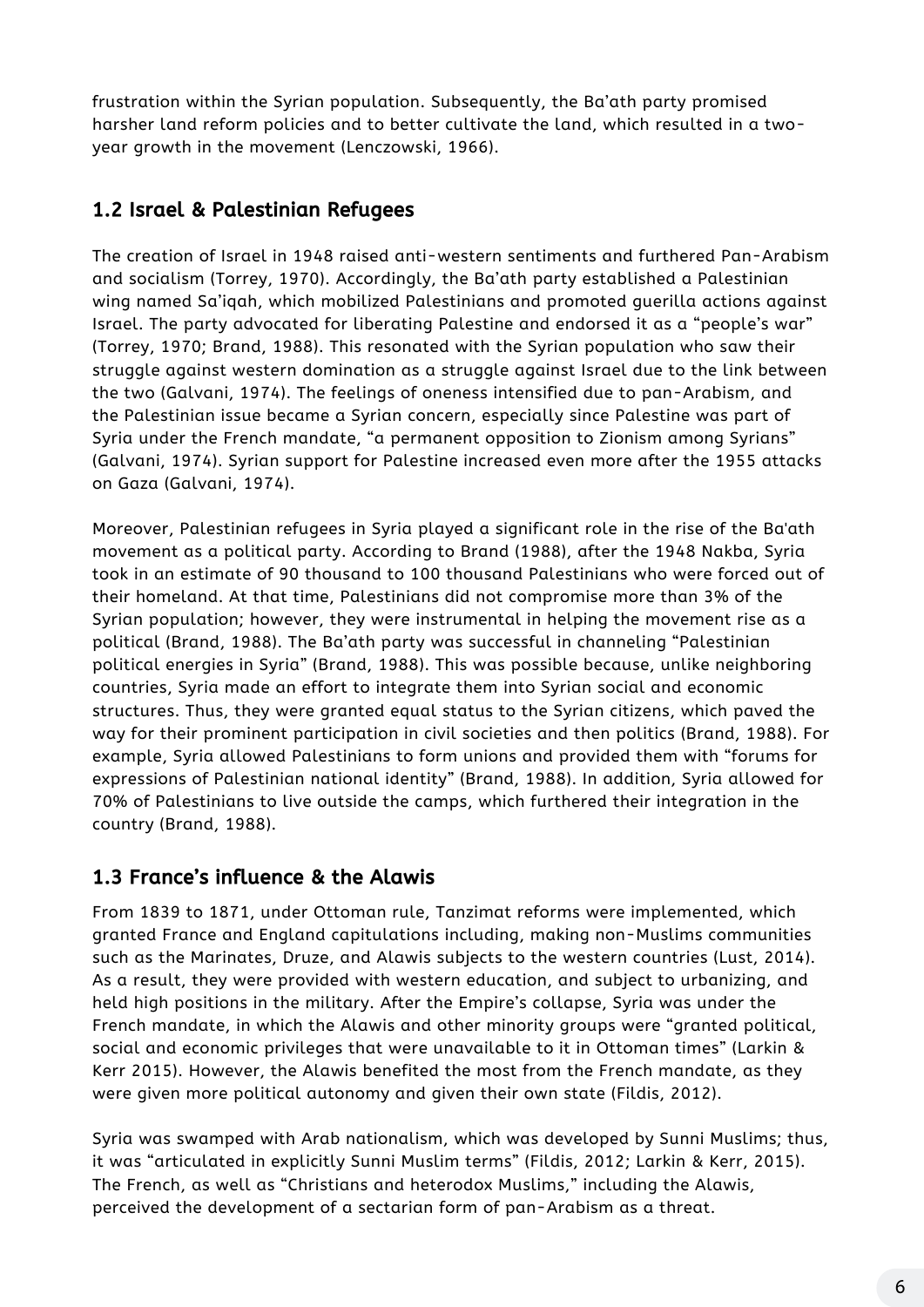frustration within the Syrian population. Subsequently, the Ba'ath party promised harsher land reform policies and to better cultivate the land, which resulted in a two-year growth in the movement (Lenczowski, 1966).

### 1.2 Israel & Palestinian Refugees

The creation of Israel in 1948 raised anti-western sentiments and furthered Pan-Arabism and socialism (Torrey, 1970). Accordingly, the Ba'ath party established a Palestinian wing named Sa'iqah, which mobilized Palestinians and promoted guerilla actions against Israel. The party advocated for liberating Palestine and endorsed it as a "people's war" (Torrey, 1970; Brand, 1988). This resonated with the Syrian population who saw their struggle against western domination as a struggle against Israel due to the link between the two (Galvani, 1974). The feelings of oneness intensified due to pan-Arabism, and the Palestinian issue became a Syrian concern, especially since Palestine was part of Syria under the French mandate, "a permanent opposition to Zionism among Syrians" (Galvani, 1974). Syrian support for Palestine increased even more after the 1955 attacks on Gaza (Galvani, 1974).

Moreover, Palestinian refugees in Syria played a significant role in the rise of the Ba'ath movement as a political party. According to Brand (1988), after the 1948 Nakba, Syria took in an estimate of 90 thousand to 100 thousand Palestinians who were forced out of their homeland. At that time, Palestinians did not compromise more than 3% of the Syrian population; however, they were instrumental in helping the movement rise as a political (Brand, 1988). The Ba'ath party was successful in channeling "Palestinian political energies in Syria" (Brand, 1988). This was possible because, unlike neighboring countries, Syria made an effort to integrate them into Syrian social and economic structures. Thus, they were granted equal status to the Syrian citizens, which paved the way for their prominent participation in civil societies and then politics (Brand, 1988). For example, Syria allowed Palestinians to form unions and provided them with "forums for expressions of Palestinian national identity" (Brand, 1988). In addition, Syria allowed for 70% of Palestinians to live outside the camps, which furthered their integration in the country (Brand, 1988).

### 1.3 France's influence & the Alawis

From 1839 to 1871, under Ottoman rule, Tanzimat reforms were implemented, which granted France and England capitulations including, making non-Muslims communities such as the Marinates, Druze, and Alawis subjects to the western countries (Lust, 2014). As a result, they were provided with western education, and subject to urbanizing, and held high positions in the military. After the Empire's collapse, Syria was under the French mandate, in which the Alawis and other minority groups were "granted political, social and economic privileges that were unavailable to it in Ottoman times" (Larkin & Kerr 2015). However, the Alawis benefited the most from the French mandate, as they were given more political autonomy and given their own state (Fildis, 2012).

Syria was swamped with Arab nationalism, which was developed by Sunni Muslims; thus, it was "articulated in explicitly Sunni Muslim terms" (Fildis, 2012; Larkin & Kerr, 2015). The French, as well as "Christians and heterodox Muslims," including the Alawis, perceived the development of a sectarian form of pan-Arabism as a threat.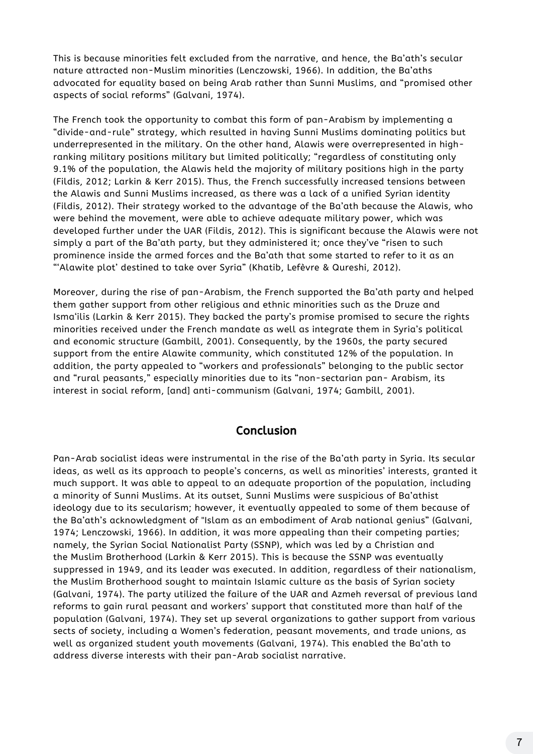This is because minorities felt excluded from the narrative, and hence, the Ba'ath's secular nature attracted non-Muslim minorities (Lenczowski, 1966). In addition, the Ba'aths advocated for equality based on being Arab rather than Sunni Muslims, and "promised other aspects of social reforms" (Galvani, 1974).

The French took the opportunity to combat this form of pan-Arabism by implementing a "divide-and-rule" strategy, which resulted in having Sunni Muslims dominating politics but underrepresented in the military. On the other hand, Alawis were overrepresented in high-ranking military positions military but limited politically; "regardless of constituting only 9.1% of the population, the Alawis held the majority of military positions high in the party (Fildis, 2012; Larkin & Kerr 2015). Thus, the French successfully increased tensions between the Alawis and Sunni Muslims increased, as there was a lack of a unified Syrian identity (Fildis, 2012). Their strategy worked to the advantage of the Ba'ath because the Alawis, who were behind the movement, were able to achieve adequate military power, which was developed further under the UAR (Fildis, 2012). This is significant because the Alawis were not simply a part of the Ba'ath party, but they administered it; once they've "risen to such prominence inside the armed forces and the Ba'ath that some started to refer to it as an "'Alawite plot' destined to take over Syria" (Khatib, Lefèvre & Qureshi, 2012).

Moreover, during the rise of pan-Arabism, the French supported the Ba'ath party and helped them gather support from other religious and ethnic minorities such as the Druze and Isma'ilis (Larkin & Kerr 2015). They backed the party's promise promised to secure the rights minorities received under the French mandate as well as integrate them in Syria's political and economic structure (Gambill, 2001). Consequently, by the 1960s, the party secured support from the entire Alawite community, which constituted 12% of the population. In addition, the party appealed to "workers and professionals" belonging to the public sector and "rural peasants," especially minorities due to its "non-sectarian pan- Arabism, its interest in social reform, [and] anti-communism (Galvani, 1974; Gambill, 2001).

## Conclusion

Pan-Arab socialist ideas were instrumental in the rise of the Ba'ath party in Syria. Its secular ideas, as well as its approach to people's concerns, as well as minorities' interests, granted it much support. It was able to appeal to an adequate proportion of the population, including a minority of Sunni Muslims. At its outset, Sunni Muslims were suspicious of Ba'athist ideology due to its secularism; however, it eventually appealed to some of them because of the Ba'ath's acknowledgment of "Islam as an embodiment of Arab national genius" (Galvani, 1974; Lenczowski, 1966). In addition, it was more appealing than their competing parties; namely, the Syrian Social Nationalist Party (SSNP), which was led by a Christian and the Muslim Brotherhood (Larkin & Kerr 2015). This is because the SSNP was eventually suppressed in 1949, and its leader was executed. In addition, regardless of their nationalism, the Muslim Brotherhood sought to maintain Islamic culture as the basis of Syrian society (Galvani, 1974). The party utilized the failure of the UAR and Azmeh reversal of previous land reforms to gain rural peasant and workers' support that constituted more than half of the population (Galvani, 1974). They set up several organizations to gather support from various sects of society, including a Women's federation, peasant movements, and trade unions, as well as organized student youth movements (Galvani, 1974). This enabled the Ba'ath to address diverse interests with their pan-Arab socialist narrative.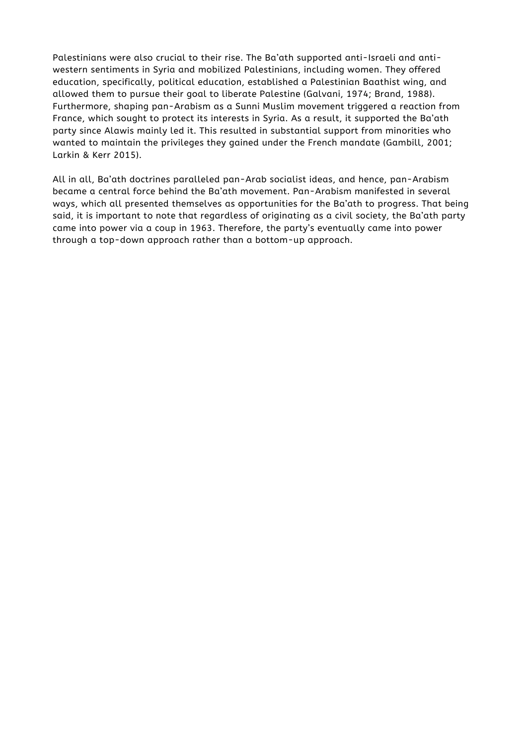Palestinians were also crucial to their rise. The Ba'ath supported anti-Israeli and anti-western sentiments in Syria and mobilized Palestinians, including women. They offered education, specifically, political education, established a Palestinian Baathist wing, and allowed them to pursue their goal to liberate Palestine (Galvani, 1974; Brand, 1988). Furthermore, shaping pan-Arabism as a Sunni Muslim movement triggered a reaction from France, which sought to protect its interests in Syria. As a result, it supported the Ba'ath party since Alawis mainly led it. This resulted in substantial support from minorities who wanted to maintain the privileges they gained under the French mandate (Gambill, 2001; Larkin & Kerr 2015).

All in all, Ba'ath doctrines paralleled pan-Arab socialist ideas, and hence, pan-Arabism became a central force behind the Ba'ath movement. Pan-Arabism manifested in several ways, which all presented themselves as opportunities for the Ba'ath to progress. That being said, it is important to note that regardless of originating as a civil society, the Ba'ath party came into power via a coup in 1963. Therefore, the party's eventually came into power through a top-down approach rather than a bottom-up approach.